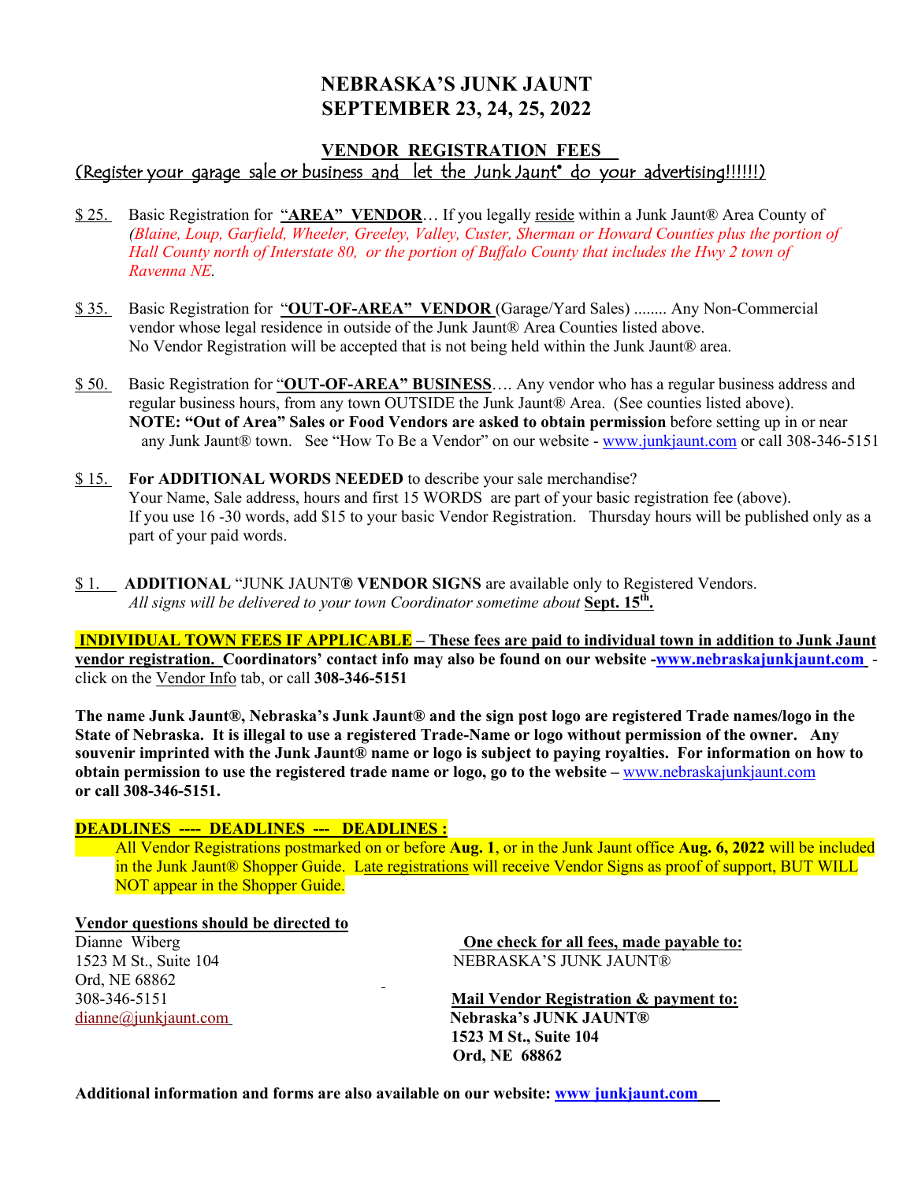# NEBRASKA'S JUNK JAUNT
# SEPTEMBER 23, 24, 25, 2022

## VENDOR REGISTRATION FEES

(Register your garage sale or business and let the Junk Jaunt® do your advertising!!!!!!)

- $ 25. Basic Registration for **"AREA" VENDOR**… If you legally reside within a Junk Jaunt® Area County of *(Blaine, Loup, Garfield, Wheeler, Greeley, Valley, Custer, Sherman or Howard Counties plus the portion of Hall County north of Interstate 80, or the portion of Buffalo County that includes the Hwy 2 town of Ravenna NE.*

- $ 35. Basic Registration for **"OUT-OF-AREA" VENDOR** (Garage/Yard Sales) ........ Any Non-Commercial vendor whose legal residence in outside of the Junk Jaunt® Area Counties listed above.
  No Vendor Registration will be accepted that is not being held within the Junk Jaunt® area.

- $ 50. Basic Registration for "**OUT-OF-AREA" BUSINESS**…. Any vendor who has a regular business address and regular business hours, from any town OUTSIDE the Junk Jaunt® Area. (See counties listed above).
  **NOTE: "Out of Area" Sales or Food Vendors are asked to obtain permission** before setting up in or near any Junk Jaunt® town. See "How To Be a Vendor" on our website - www.junkjaunt.com or call 308-346-5151

- $ 15. **For ADDITIONAL WORDS NEEDED** to describe your sale merchandise?
  Your Name, Sale address, hours and first 15 WORDS are part of your basic registration fee (above).
  If you use 16 -30 words, add $15 to your basic Vendor Registration. Thursday hours will be published only as a part of your paid words.

- $ 1. **ADDITIONAL** "JUNK JAUNT**® VENDOR SIGNS** are available only to Registered Vendors.
  *All signs will be delivered to your town Coordinator sometime about* **Sept. 15th.**

**INDIVIDUAL TOWN FEES IF APPLICABLE – These fees are paid to individual town in addition to Junk Jaunt vendor registration. Coordinators' contact info may also be found on our website -www.nebraskajunkjaunt.com** - click on the Vendor Info tab, or call **308-346-5151**

**The name Junk Jaunt®, Nebraska's Junk Jaunt® and the sign post logo are registered Trade names/logo in the State of Nebraska. It is illegal to use a registered Trade-Name or logo without permission of the owner. Any souvenir imprinted with the Junk Jaunt® name or logo is subject to paying royalties. For information on how to obtain permission to use the registered trade name or logo, go to the website –** www.nebraskajunkjaunt.com **or call 308-346-5151.**

**DEADLINES ---- DEADLINES --- DEADLINES :**

All Vendor Registrations postmarked on or before **Aug. 1**, or in the Junk Jaunt office **Aug. 6, 2022** will be included in the Junk Jaunt® Shopper Guide. Late registrations will receive Vendor Signs as proof of support, BUT WILL NOT appear in the Shopper Guide.

**Vendor questions should be directed to**
Dianne Wiberg
1523 M St., Suite 104
Ord, NE 68862
308-346-5151
dianne@junkjaunt.com

**One check for all fees, made payable to:**
NEBRASKA'S JUNK JAUNT®

**Mail Vendor Registration & payment to:**
**Nebraska's JUNK JAUNT®**
**1523 M St., Suite 104**
**Ord, NE 68862**

**Additional information and forms are also available on our website: www junkjaunt.com**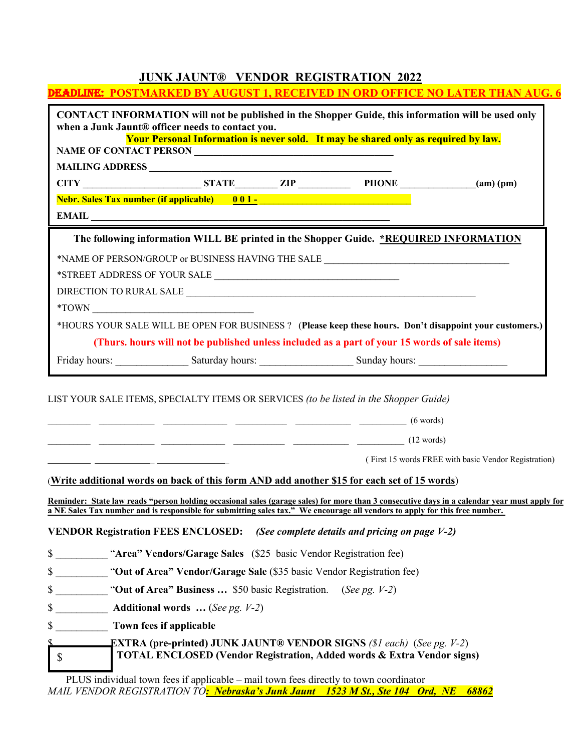## JUNK JAUNT® VENDOR REGISTRATION 2022

**DEADLINE: POSTMARKED BY AUGUST 1, RECEIVED IN ORD OFFICE NO LATER THAN AUG. 6**

**CONTACT INFORMATION will not be published in the Shopper Guide, this information will be used only when a Junk Jaunt® officer needs to contact you.**

**Your Personal Information is never sold. It may be shared only as required by law.**

**NAME OF CONTACT PERSON** _______________________________________

**MAILING ADDRESS** _______________________________________________

**CITY** ________________________ **STATE**________ **ZIP** __________ **PHONE** _______________(am) (pm)

**Nebr. Sales Tax number (if applicable) 0 0 1 -** ______________________________

**EMAIL** __________________________________________________________

**The following information WILL BE printed in the Shopper Guide. *REQUIRED INFORMATION**

*NAME OF PERSON/GROUP or BUSINESS HAVING THE SALE _____________________________________

*STREET ADDRESS OF YOUR SALE _____________________________________

DIRECTION TO RURAL SALE ___________________________________________________________

*TOWN _______________________________

*HOURS YOUR SALE WILL BE OPEN FOR BUSINESS ? (**Please keep these hours. Don't disappoint your customers.**)

**(Thurs. hours will not be published unless included as a part of your 15 words of sale items)**

Friday hours: ______________ Saturday hours: _________________ Sunday hours: _________________

LIST YOUR SALE ITEMS, SPECIALTY ITEMS OR SERVICES *(to be listed in the Shopper Guide)*

_________ ___________ _____________ ___________ ___________ __________ (6 words)

_________ ___________ _____________ ___________ ___________ __________ (12 words)

_________ ____________ _______________ ( First 15 words FREE with basic Vendor Registration)

(**Write additional words on back of this form AND add another $15 for each set of 15 words**)

**Reminder: State law reads "person holding occasional sales (garage sales) for more than 3 consecutive days in a calendar year must apply for a NE Sales Tax number and is responsible for submitting sales tax." We encourage all vendors to apply for this free number.**

**VENDOR Registration FEES ENCLOSED:** ***(See complete details and pricing on page V-2)***

$ __________ "**Area" Vendors/Garage Sales** ($25 basic Vendor Registration fee)

$ __________ "**Out of Area" Vendor/Garage Sale** ($35 basic Vendor Registration fee)

$ __________ "**Out of Area" Business …** $50 basic Registration. (*See pg. V-2*)

$ __________ **Additional words …** (*See pg. V-2*)

$ __________ **Town fees if applicable**

$ __________ **EXTRA (pre-printed) JUNK JAUNT® VENDOR SIGNS** *($1 each)* (*See pg. V-2*)

$ __________ **TOTAL ENCLOSED (Vendor Registration, Added words & Extra Vendor signs)**

PLUS individual town fees if applicable – mail town fees directly to town coordinator

*MAIL VENDOR REGISTRATION TO:* ***Nebraska's Junk Jaunt 1523 M St., Ste 104 Ord, NE 68862***